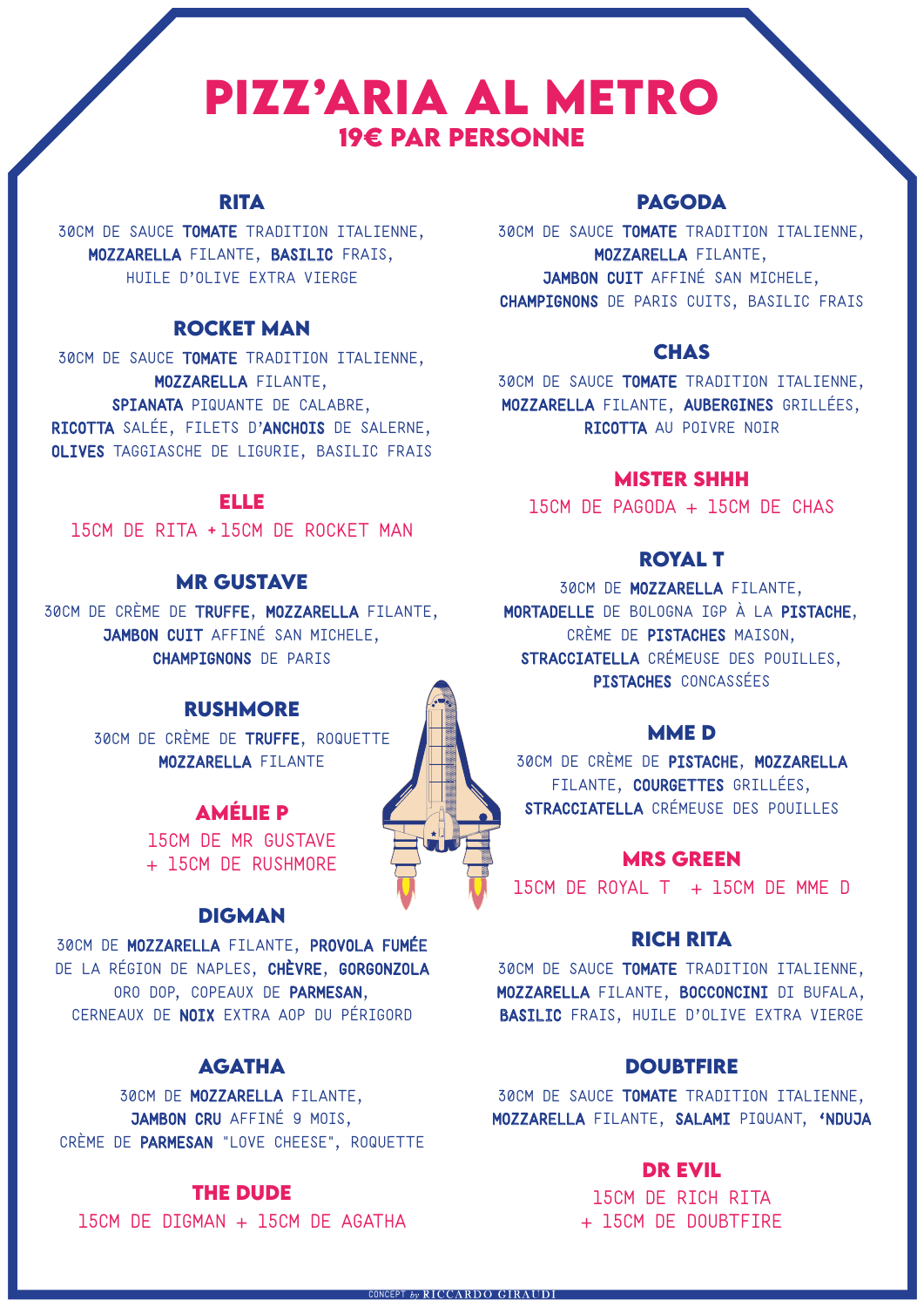# PIZZ'ARIA AL METRO

## 19€ PAR PERSONNE

### RITA

30CM DE SAUCE **TOMATE** TRADITION ITALIENNE, **MOZZARELLA** FILANTE, **BASILIC** FRAIS, HUILE D'OLIVE EXTRA VIERGE

### ROCKET MAN

30CM DE SAUCE **TOMATE** TRADITION ITALIENNE, **MOZZARELLA** FILANTE, **SPIANATA** PIQUANTE DE CALABRE, **RICOTTA** SALÉE, FILETS D'**ANCHOIS** DE SALERNE, **OLIVES** TAGGIASCHE DE LIGURIE, BASILIC FRAIS

### ELLE

15CM DE RITA + 15CM DE ROCKET MAN

### MR GUSTAVE

30CM DE CRÈME DE **TRUFFE**, **MOZZARELLA** FILANTE, **JAMBON CUIT** AFFINÉ SAN MICHELE, **CHAMPIGNONS** DE PARIS

### RUSHMORE

30CM DE CRÈME DE **TRUFFE**, ROQUETTE **MOZZARELLA** FILANTE

### AMÉLIE P

15CM DE MR GUSTAVE + 15CM DE RUSHMORE

### DIGMAN

30CM DE **MOZZARELLA** FILANTE, **PROVOLA FUMÉE** DE LA RÉGION DE NAPLES, **CHÈVRE**, **GORGONZOLA** ORO DOP, COPEAUX DE **PARMESAN**, CERNEAUX DE **NOIX** EXTRA AOP DU PÉRIGORD

### AGATHA

30CM DE **MOZZARELLA** FILANTE, **JAMBON CRU** AFFINÉ 9 MOIS, CRÈME DE **PARMESAN** "LOVE CHEESE", ROQUETTE

### THE DUDE

15CM DE DIGMAN + 15CM DE AGATHA

### PAGODA

30CM DE SAUCE **TOMATE** TRADITION ITALIENNE, **MOZZARELLA** FILANTE, **JAMBON CUIT** AFFINÉ SAN MICHELE, **CHAMPIGNONS** DE PARIS CUITS, BASILIC FRAIS

### CHAS

30CM DE SAUCE **TOMATE** TRADITION ITALIENNE, **MOZZARELLA** FILANTE, **AUBERGINES** GRILLÉES, **RICOTTA** AU POIVRE NOIR

### MISTER SHHH

15CM DE PAGODA + 15CM DE CHAS

### ROYAL T

30CM DE **MOZZARELLA** FILANTE, **MORTADELLE** DE BOLOGNA IGP À LA **PISTACHE**, CRÈME DE **PISTACHES** MAISON, **STRACCIATELLA** CRÉMEUSE DES POUILLES, **PISTACHES** CONCASSÉES

### MME D

30CM DE CRÈME DE **PISTACHE**, **MOZZARELLA** FILANTE, **COURGETTES** GRILLÉES, **STRACCIATELLA** CRÉMEUSE DES POUILLES

### MRS GREEN

15CM DE ROYAL T + 15CM DE MME D

### RICH RITA

30CM DE SAUCE **TOMATE** TRADITION ITALIENNE, **MOZZARELLA** FILANTE, **BOCCONCINI** DI BUFALA, **BASILIC** FRAIS, HUILE D'OLIVE EXTRA VIERGE

### DOUBTFIRE

30CM DE SAUCE **TOMATE** TRADITION ITALIENNE, **MOZZARELLA** FILANTE, **SALAMI** PIQUANT, **'NDUJA**

### DR EVIL

15CM DE RICH RITA + 15CM DE DOUBTFIRE

CONCEPT *by* RICCARDO GIRAUDI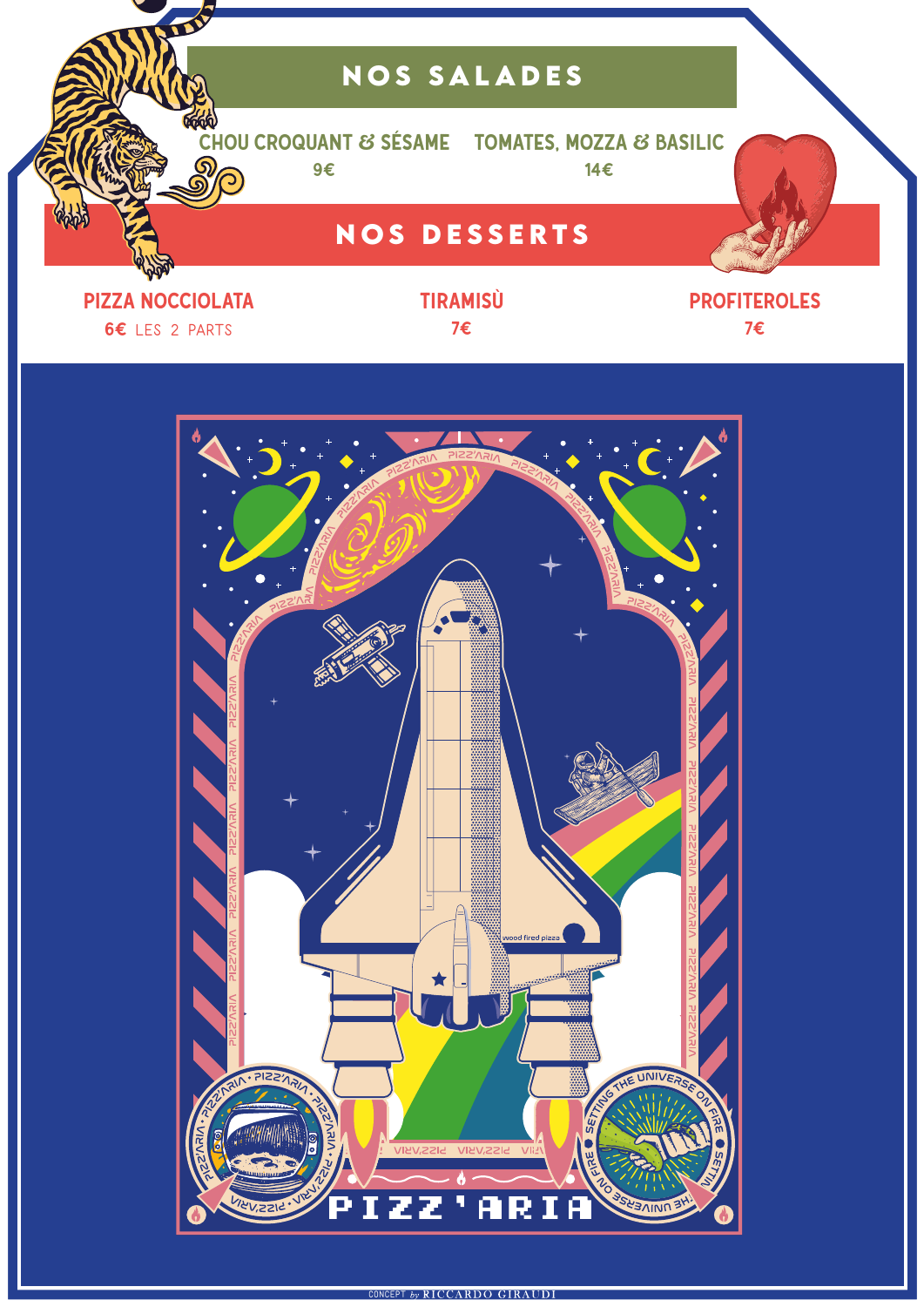## NOS SALADES

**CHOU CROQUANT & SÉSAME**
9€

**TOMATES, MOZZA & BASILIC**
14€

## NOS DESSERTS

**PIZZA NOCCIOLATA**
**6€** LES 2 PARTS

**TIRAMISÙ**
**7€**

**PROFITEROLES**
**7€**

CONCEPT *by* RICCARDO GIRAUDI